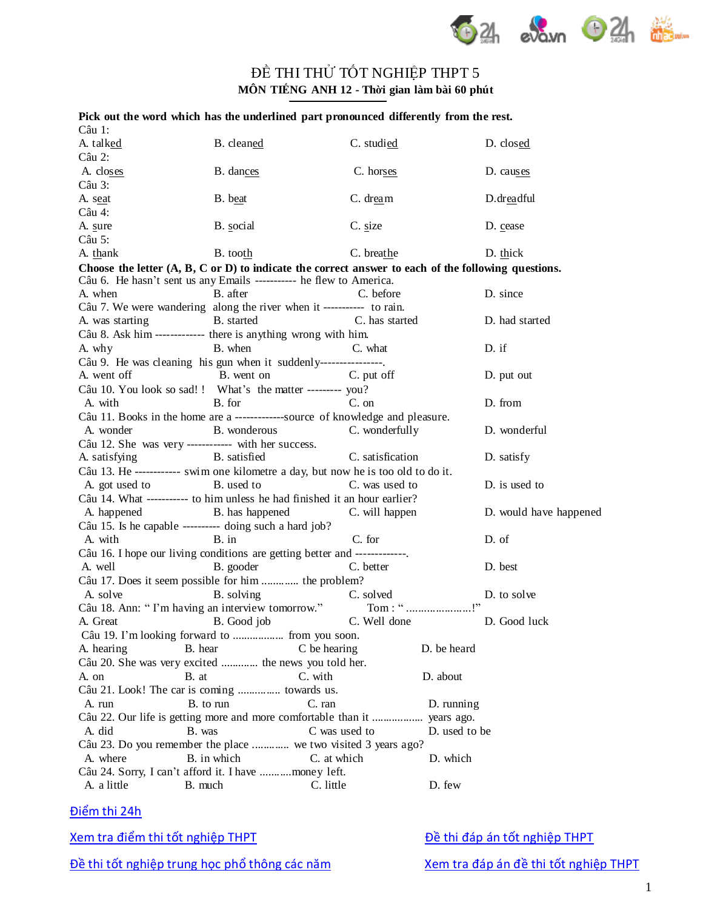# ĐỀ THI THỬ TỐT NGHIỆP THPT 5

**MÔN TIẾNG ANH 12 - Thời gian làm bài 60 phút**

**Pick out the word which has the underlined part pronounced differently from the rest.**

Câu 1:
A. talk<u>ed</u> B. clean<u>ed</u> C. studi<u>ed</u> D. clos<u>ed</u>

Câu 2:
A. clos<u>es</u> B. danc<u>es</u> C. hors<u>es</u> D. caus<u>es</u>

Câu 3:
A. s<u>ea</u>t B. b<u>ea</u>t C. dr<u>ea</u>m D. dr<u>ea</u>dful

Câu 4:
A. <u>s</u>ure B. <u>s</u>ocial C. <u>s</u>ize D. <u>c</u>ease

Câu 5:
A. <u>th</u>ank B. too<u>th</u> C. brea<u>th</u>e D. <u>th</u>ick

**Choose the letter (A, B, C or D) to indicate the correct answer to each of the following questions.**

Câu 6. He hasn't sent us any Emails ----------- he flew to America.
A. when B. after C. before D. since

Câu 7. We were wandering along the river when it ----------- to rain.
A. was starting B. started C. has started D. had started

Câu 8. Ask him ------------- there is anything wrong with him.
A. why B. when C. what D. if

Câu 9. He was cleaning his gun when it suddenly----------------.
A. went off B. went on C. put off D. put out

Câu 10. You look so sad! ! What's the matter --------- you?
A. with B. for C. on D. from

Câu 11. Books in the home are a -------------source of knowledge and pleasure.
A. wonder B. wonderous C. wonderfully D. wonderful

Câu 12. She was very ------------ with her success.
A. satisfying B. satisfied C. satisfication D. satisfy

Câu 13. He ------------ swim one kilometre a day, but now he is too old to do it.
A. got used to B. used to C. was used to D. is used to

Câu 14. What ----------- to him unless he had finished it an hour earlier?
A. happened B. has happened C. will happen D. would have happened

Câu 15. Is he capable ---------- doing such a hard job?
A. with B. in C. for D. of

Câu 16. I hope our living conditions are getting better and -------------.
A. well B. gooder C. better D. best

Câu 17. Does it seem possible for him ............. the problem?
A. solve B. solving C. solved D. to solve

Câu 18. Ann: " I'm having an interview tomorrow." Tom : " ......................!"
A. Great B. Good job C. Well done D. Good luck

Câu 19. I'm looking forward to .................. from you soon.
A. hearing B. hear C be hearing D. be heard

Câu 20. She was very excited ............ the news you told her.
A. on B. at C. with D. about

Câu 21. Look! The car is coming ............... towards us.
A. run B. to run C. ran D. running

Câu 22. Our life is getting more and more comfortable than it ................. years ago.
A. did B. was C was used to D. used to be

Câu 23. Do you remember the place ............ we two visited 3 years ago?
A. where B. in which C. at which D. which

Câu 24. Sorry, I can't afford it. I have ...........money left.
A. a little B. much C. little D. few

Điểm thi 24h

Xem tra điểm thi tốt nghiệp THPT

Đề thi đáp án tốt nghiệp THPT

Đề thi tốt nghiệp trung học phổ thông các năm

Xem tra đáp án đề thi tốt nghiệp THPT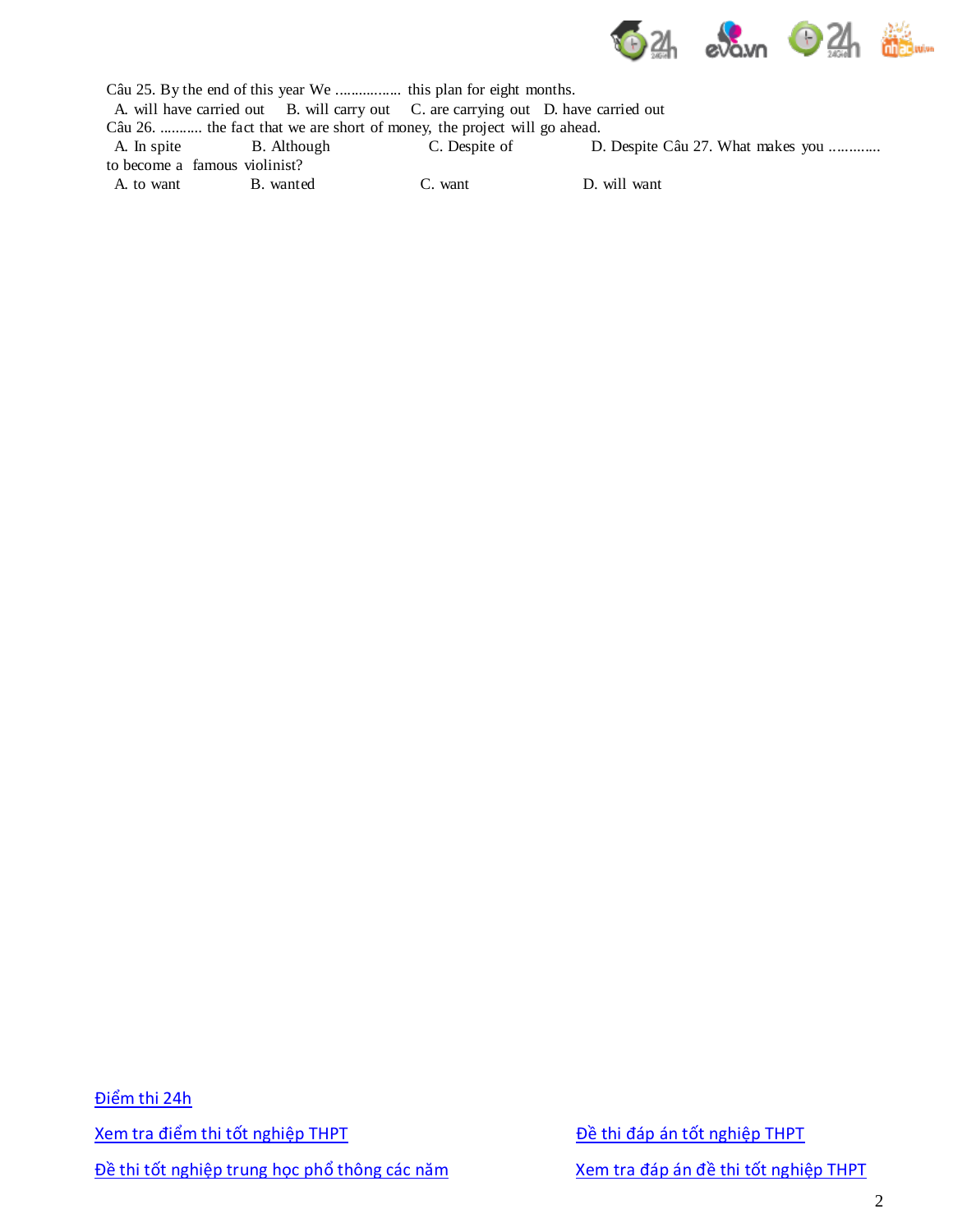Câu 25. By the end of this year We ................ this plan for eight months.

A. will have carried out B. will carry out C. are carrying out D. have carried out

Câu 26. ........... the fact that we are short of money, the project will go ahead.

A. In spite B. Although C. Despite of D. Despite

Câu 27. What makes you ............. to become a famous violinist?

A. to want B. wanted C. want D. will want

[Điểm thi 24h](#)

[Xem tra điểm thi tốt nghiệp THPT](#)

[Đề thi đáp án tốt nghiệp THPT](#)

[Đề thi tốt nghiệp trung học phổ thông các năm](#)

[Xem tra đáp án đề thi tốt nghiệp THPT](#)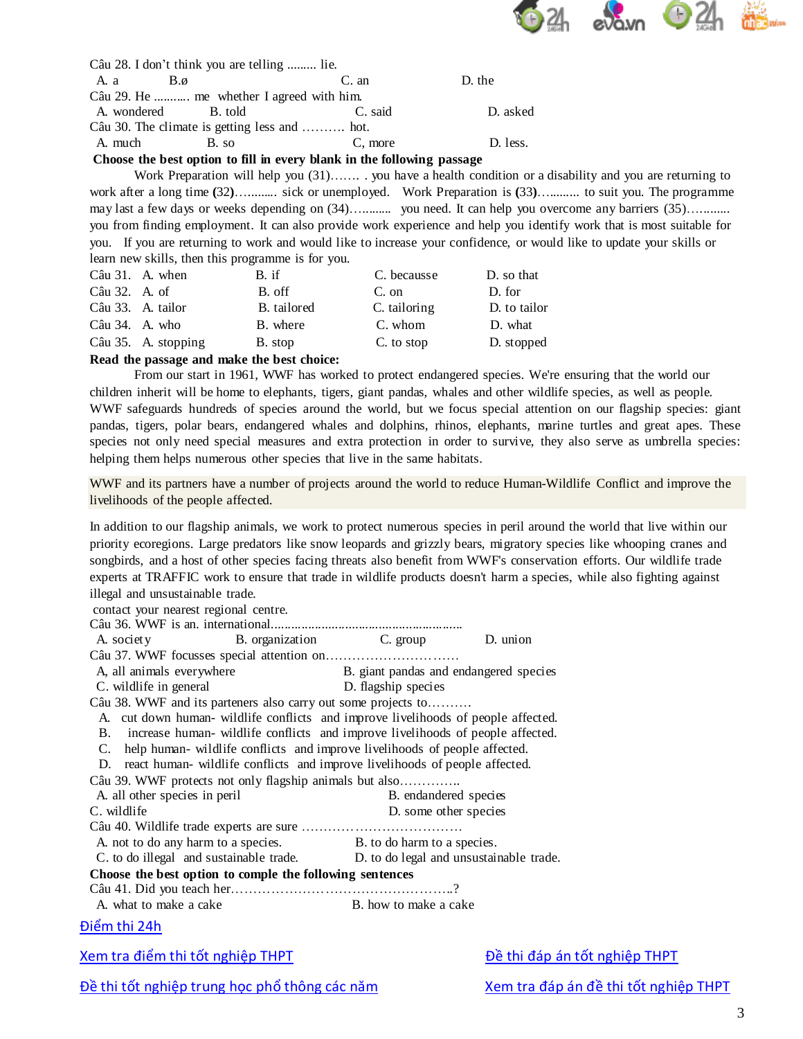Câu 28. I don't think you are telling ......... lie.

A. a B.ø C. an D. the

Câu 29. He ........... me whether I agreed with him.

A. wondered B. told C. said D. asked

Câu 30. The climate is getting less and ………. hot.

A. much B. so C, more D. less.

**Choose the best option to fill in every blank in the following passage**

Work Preparation will help you (31)……. . you have a health condition or a disability and you are returning to work after a long time **(**32**)**………... sick or unemployed. Work Preparation is **(**33**)**…….…. to suit you. The programme may last a few days or weeks depending on (34)…….….. you need. It can help you overcome any barriers (35)………... you from finding employment. It can also provide work experience and help you identify work that is most suitable for you. If you are returning to work and would like to increase your confidence, or would like to update your skills or learn new skills, then this programme is for you.

Câu 31. A. when B. if C. becausse D. so that

Câu 32. A. of B. off C. on D. for

Câu 33. A. tailor B. tailored C. tailoring D. to tailor

Câu 34. A. who B. where C. whom D. what

Câu 35. A. stopping B. stop C. to stop D. stopped

**Read the passage and make the best choice:**

From our start in 1961, WWF has worked to protect endangered species. We're ensuring that the world our children inherit will be home to elephants, tigers, giant pandas, whales and other wildlife species, as well as people. WWF safeguards hundreds of species around the world, but we focus special attention on our flagship species: giant pandas, tigers, polar bears, endangered whales and dolphins, rhinos, elephants, marine turtles and great apes. These species not only need special measures and extra protection in order to survive, they also serve as umbrella species: helping them helps numerous other species that live in the same habitats.

WWF and its partners have a number of projects around the world to reduce Human-Wildlife Conflict and improve the livelihoods of the people affected.

In addition to our flagship animals, we work to protect numerous species in peril around the world that live within our priority ecoregions. Large predators like snow leopards and grizzly bears, migratory species like whooping cranes and songbirds, and a host of other species facing threats also benefit from WWF's conservation efforts. Our wildlife trade experts at TRAFFIC work to ensure that trade in wildlife products doesn't harm a species, while also fighting against illegal and unsustainable trade.

contact your nearest regional centre.

Câu 36. WWF is an. international…………………………………………………

A. society B. organization C. group D. union

Câu 37. WWF focusses special attention on…………………………

A, all animals everywhere B. giant pandas and endangered species

C. wildlife in general D. flagship species

Câu 38. WWF and its parteners also carry out some projects to……….

A. cut down human- wildlife conflicts and improve livelihoods of people affected.

B. increase human- wildlife conflicts and improve livelihoods of people affected.

C. help human- wildlife conflicts and improve livelihoods of people affected.

D. react human- wildlife conflicts and improve livelihoods of people affected.

Câu 39. WWF protects not only flagship animals but also…………..

A. all other species in peril B. endandered species

C. wildlife D. some other species

Câu 40. Wildlife trade experts are sure ………………………………

A. not to do any harm to a species. B. to do harm to a species.

C. to do illegal and sustainable trade. D. to do legal and unsustainable trade.

**Choose the best option to comple the following sentences**

Câu 41. Did you teach her…………………………………………..?

A. what to make a cake B. how to make a cake

[Điểm thi 24h](#)

[Xem tra điểm thi tốt nghiệp THPT](#) [Đề thi đáp án tốt nghiệp THPT](#)

[Đề thi tốt nghiệp trung học phổ thông các năm](#) [Xem tra đáp án đề thi tốt nghiệp THPT](#)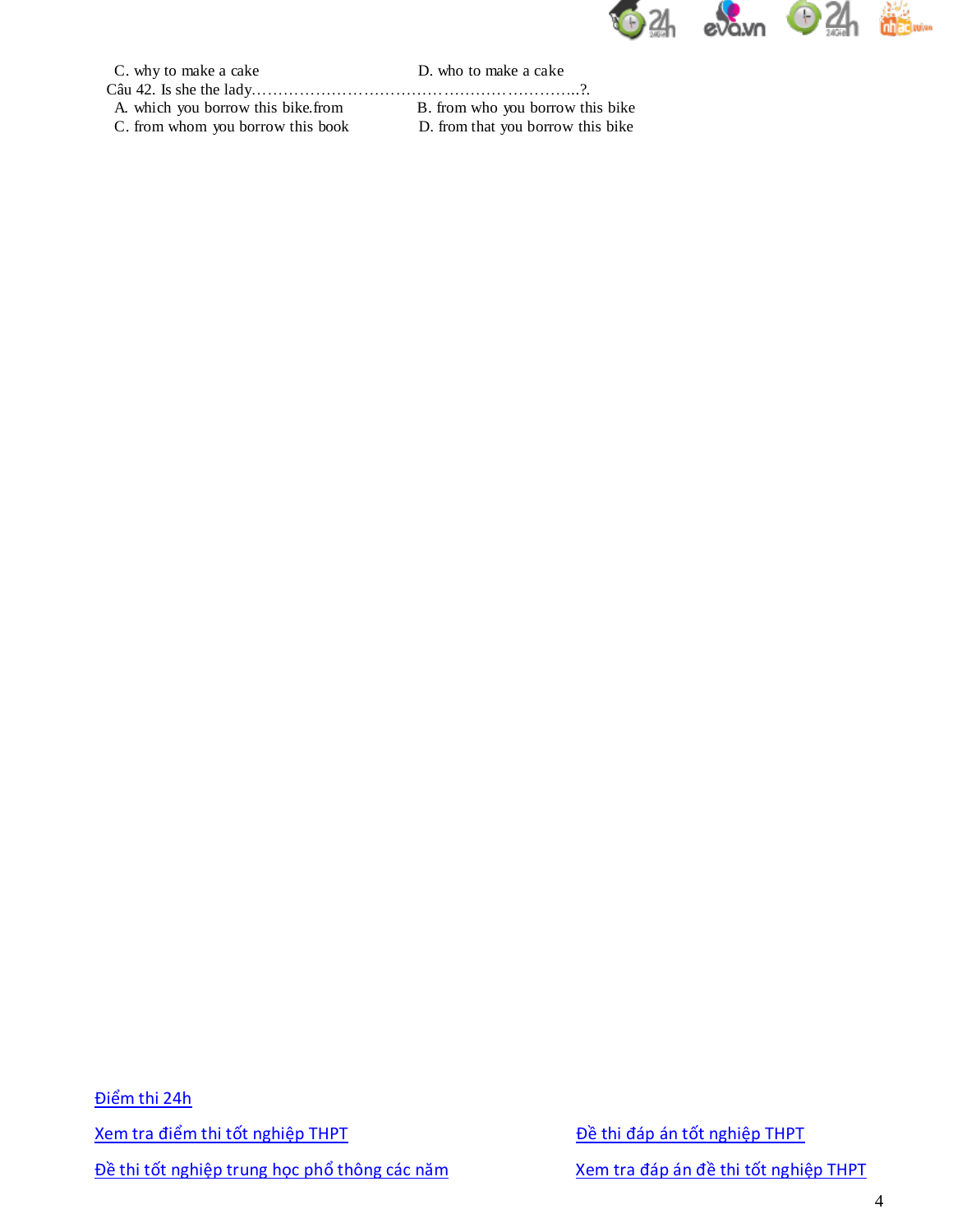C. why to make a cake D. who to make a cake

Câu 42. Is she the lady……………………………………………………………..?.

A. which you borrow this bike.from B. from who you borrow this bike

C. from whom you borrow this book D. from that you borrow this bike

Điểm thi 24h

Xem tra điểm thi tốt nghiệp THPT

Đề thi đáp án tốt nghiệp THPT

Đề thi tốt nghiệp trung học phổ thông các năm

Xem tra đáp án đề thi tốt nghiệp THPT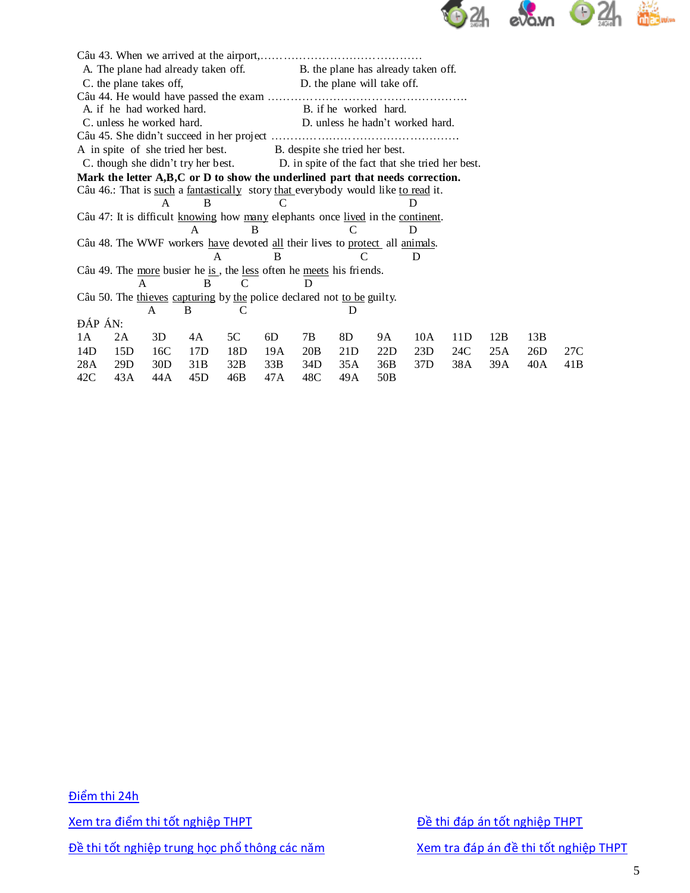Câu 43. When we arrived at the airport,……………………………………

A. The plane had already taken off. B. the plane has already taken off.
C. the plane takes off, D. the plane will take off.

Câu 44. He would have passed the exam ……………………………………………….

A. if he had worked hard. B. if he worked hard.
C. unless he worked hard. D. unless he hadn't worked hard.

Câu 45. She didn't succeed in her project ……………………………………………

A in spite of she tried her best. B. despite she tried her best.
C. though she didn't try her best. D. in spite of the fact that she tried her best.

**Mark the letter A,B,C or D to show the underlined part that needs correction.**

Câu 46.: That is <u>such</u> a <u>fantastically</u> story <u>that</u> everybody would like <u>to read</u> it.
(A: such; B: fantastically; C: that; D: to read)

Câu 47: It is difficult <u>knowing</u> how <u>many</u> elephants once <u>lived</u> in the <u>continent</u>.
(A: knowing; B: many; C: lived; D: continent)

Câu 48. The WWF workers <u>have</u> devoted <u>all</u> their lives to <u>protect</u> all <u>animals</u>.
(A: have; B: all; C: protect; D: animals)

Câu 49. The <u>more</u> busier he <u>is</u>, the <u>less</u> often he <u>meets</u> his friends.
(A: more; B: is; C: less; D: meets)

Câu 50. The <u>thieves</u> <u>capturing</u> by <u>the</u> police declared not <u>to be</u> guilty.
(A: thieves; B: capturing; C: the; D: to be)

ĐÁP ÁN:

| | | | | | | | | | | | | | |
|---|---|---|---|---|---|---|---|---|---|---|---|---|---|
| 1A | 2A | 3D | 4A | 5C | 6D | 7B | 8D | 9A | 10A | 11D | 12B | 13B | |
| 14D | 15D | 16C | 17D | 18D | 19A | 20B | 21D | 22D | 23D | 24C | 25A | 26D | 27C |
| 28A | 29D | 30D | 31B | 32B | 33B | 34D | 35A | 36B | 37D | 38A | 39A | 40A | 41B |
| 42C | 43A | 44A | 45D | 46B | 47A | 48C | 49A | 50B | | | | | |

Điểm thi 24h

Xem tra điểm thi tốt nghiệp THPT

Đề thi đáp án tốt nghiệp THPT

Đề thi tốt nghiệp trung học phổ thông các năm

Xem tra đáp án đề thi tốt nghiệp THPT